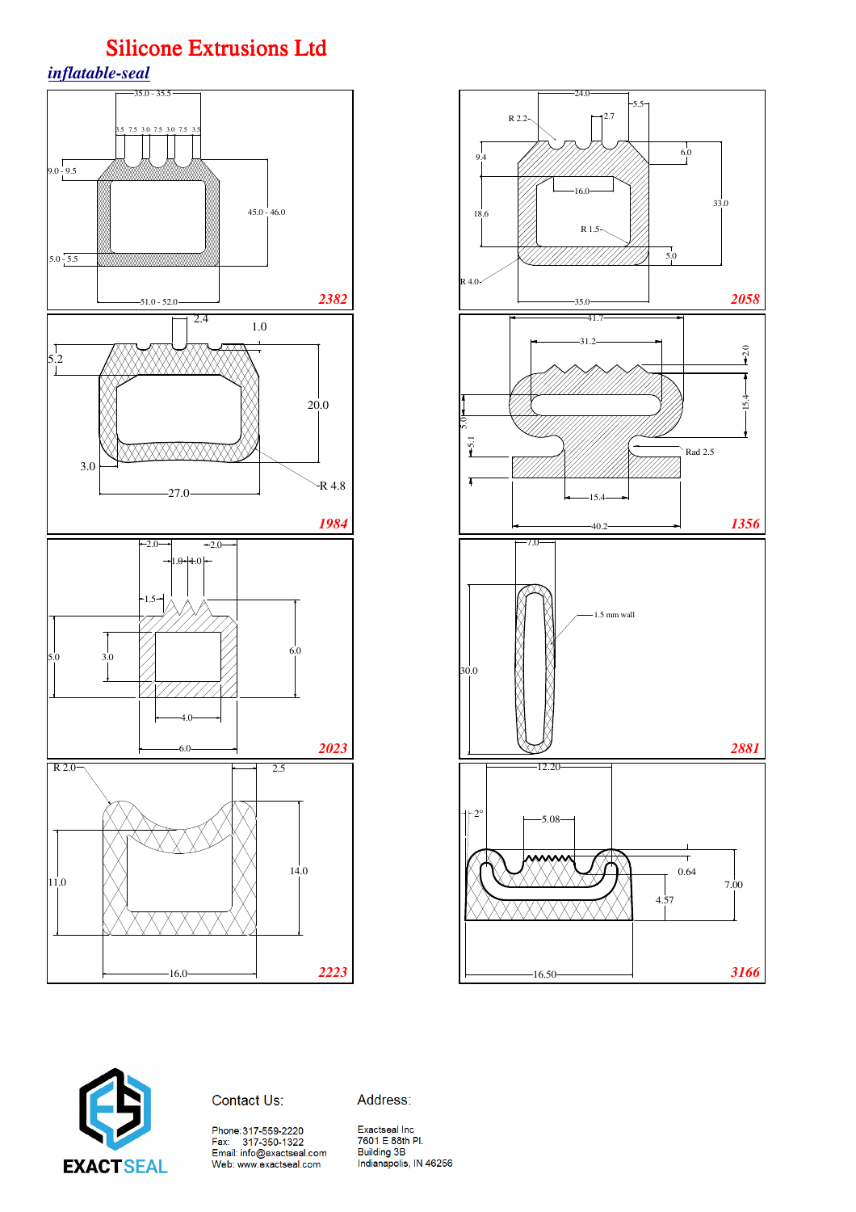# Silicone Extrusions Ltd

## *inflatable-seal*

35.0 - 35.5

3.5 7.5 3.0 7.5 3.0 7.5 3.5

9.0 - 9.5

45.0 - 46.0

5.0 - 5.5

51.0 - 52.0

2382

24.0

5.5

R 2.2

2.7

9.4

6.0

16.0

18.6

33.0

R 1.5

5.0

R 4.0

35.0

2058

2.4

1.0

5.2

20.0

3.0

27.0

R 4.8

1984

41.7

31.2

2.0

15.4

5.0

5.1

Rad 2.5

15.4

40.2

1356

2.0

2.0

1.0 1.0 1.0

1.5

5.0

3.0

6.0

4.0

6.0

2023

7.0

1.5 mm wall

30.0

2881

R 2.0

2.5

11.0

14.0

16.0

2223

12.20

2°

5.08

0.64

7.00

4.57

16.50

3166

Contact Us:

Phone: 317-559-2220
Fax: 317-350-1322
Email: info@exactseal.com
Web: www.exactseal.com

Address:

Exactseal Inc
7601 E 88th Pl.
Building 3B
Indianapolis, IN 46256

EXACTSEAL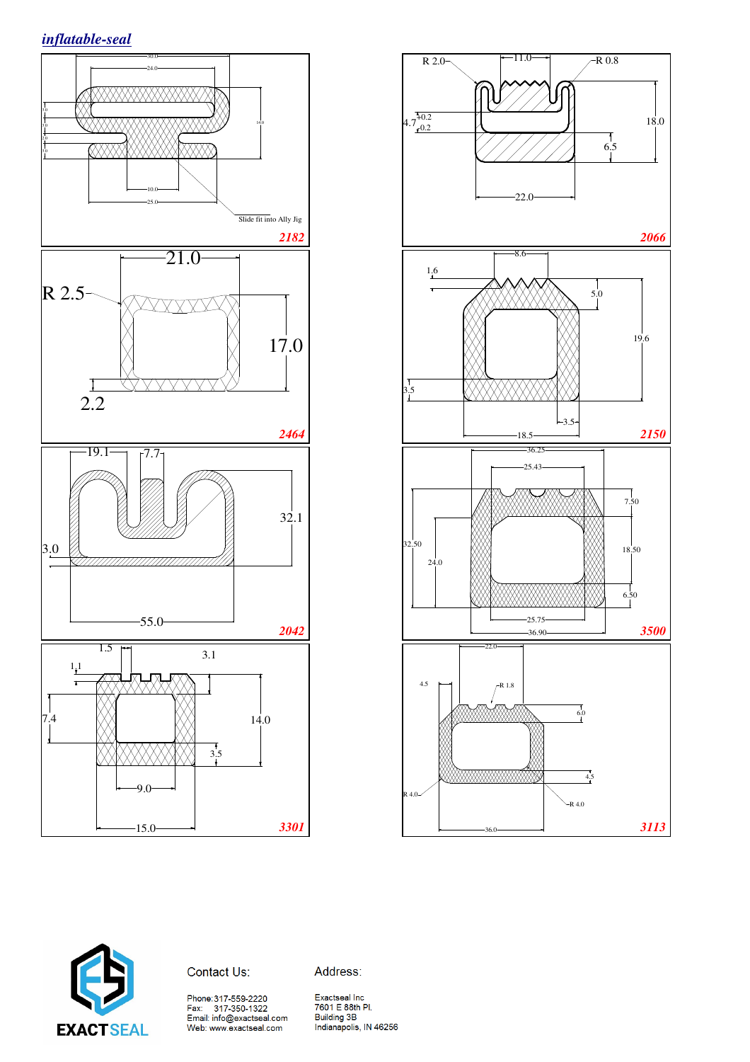## *inflatable-seal*

**2182**

30.0, 24.0, 3.0, 3.0, 2.0, 3.0, 14.0, 10.0, 25.0

Slide fit into Ally Jig

**2066**

R 2.0, 11.0, R 0.8, 4.7 +0.2 / -0.2, 18.0, 6.5, 22.0

**2464**

21.0, R 2.5, 17.0, 2.2

**2150**

8.6, 1.6, 5.0, 19.6, 3.5, 3.5, 18.5

**2042**

19.1, 7.7, 32.1, 3.0, 55.0

**3500**

36.25, 25.43, 7.50, 32.50, 24.0, 18.50, 6.50, 25.75, 36.90

**3301**

1.5, 3.1, 1.1, 7.4, 14.0, 3.5, 9.0, 15.0

**3113**

22.0, 4.5, R 1.8, 6.0, 4.5, R 4.0, R 4.0, 36.0

EXACTSEAL

Contact Us:

Phone: 317-559-2220
Fax: 317-350-1322
Email: info@exactseal.com
Web: www.exactseal.com

Address:

Exactseal Inc
7601 E 88th Pl.
Building 3B
Indianapolis, IN 46256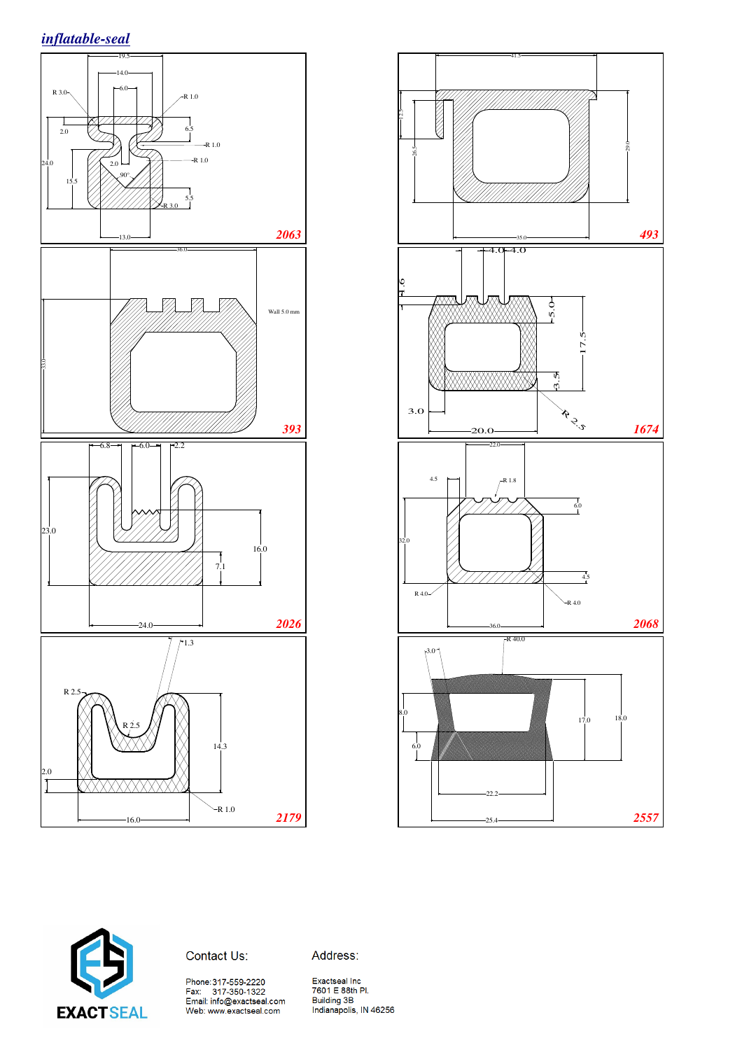## *inflatable-seal*

R 3.0
19.5
14.0
6.0
R 1.0
2.0
6.5
R 1.0
R 1.0
24.0
2.0
90°
15.5
5.5
R 3.0
13.0
**2063**

41.5
12.5
26.5
29.0
35.0
**493**

36.0
Wall 5.0 mm
33.0
**393**

4.0 4.0
1.6
5.0
17.5
3.5
3.0
20.0
R 2.5
**1674**

6.8
6.0
2.2
23.0
16.0
7.1
24.0
**2026**

22.0
4.5
R 1.8
6.0
32.0
4.5
R 4.0
R 4.0
36.0
**2068**

1.3
R 2.5
R 2.5
14.3
2.0
R 1.0
16.0
**2179**

R 40.0
3.0
8.0
17.0
18.0
6.0
22.2
25.4
**2557**

EXACTSEAL

Contact Us:

Phone: 317-559-2220
Fax: 317-350-1322
Email: info@exactseal.com
Web: www.exactseal.com

Address:

Exactseal Inc
7601 E 88th Pl.
Building 3B
Indianapolis, IN 46256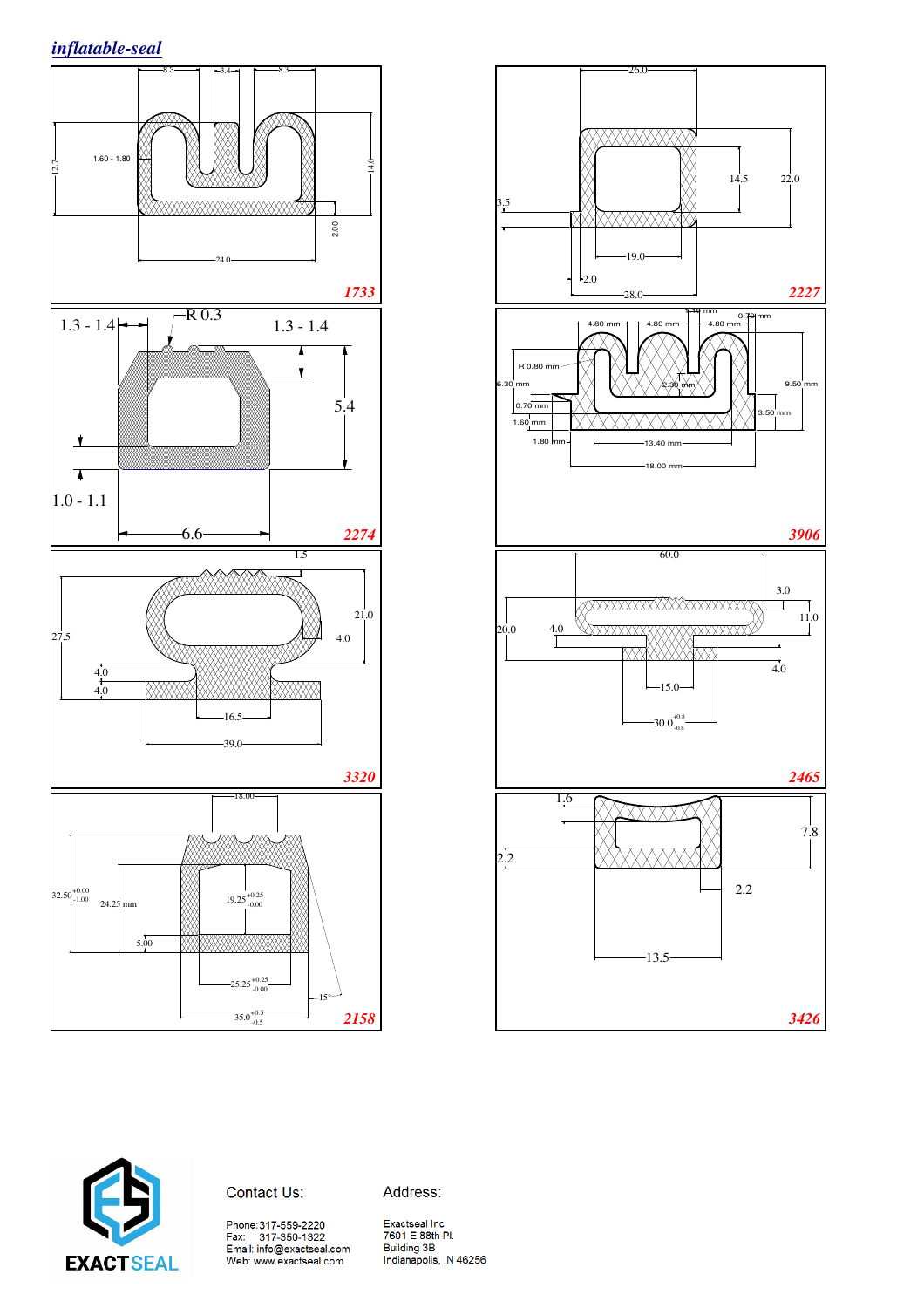## *inflatable-seal*

8.3 3.4 8.3

1.60 - 1.80

12.7

14.0

2.00

24.0

**1733**

26.0

3.5

14.5

22.0

19.0

2.0

28.0

**2227**

1.3 - 1.4

R 0.3

1.3 - 1.4

5.4

1.0 - 1.1

6.6

**2274**

1.10 mm

4.80 mm 4.80 mm 4.80 mm

0.70 mm

R 0.80 mm

6.30 mm

2.30 mm

9.50 mm

0.70 mm

3.50 mm

1.60 mm

1.80 mm

13.40 mm

18.00 mm

**3906**

1.5

21.0

27.5

4.0

4.0

4.0

16.5

39.0

**3320**

60.0

3.0

11.0

20.0

4.0

4.0

15.0

$30.0^{+0.8}_{-0.8}$

**2465**

18.00

$32.50^{+0.00}_{-1.00}$

24.25 mm

$19.25^{+0.25}_{-0.00}$

5.00

$25.25^{+0.25}_{-0.00}$

15°

$35.0^{+0.5}_{-0.5}$

**2158**

1.6

7.8

2.2

2.2

13.5

**3426**

EXACTSEAL

Contact Us:

Phone: 317-559-2220
Fax: 317-350-1322
Email: info@exactseal.com
Web: www.exactseal.com

Address:

Exactseal Inc
7601 E 88th Pl.
Building 3B
Indianapolis, IN 46256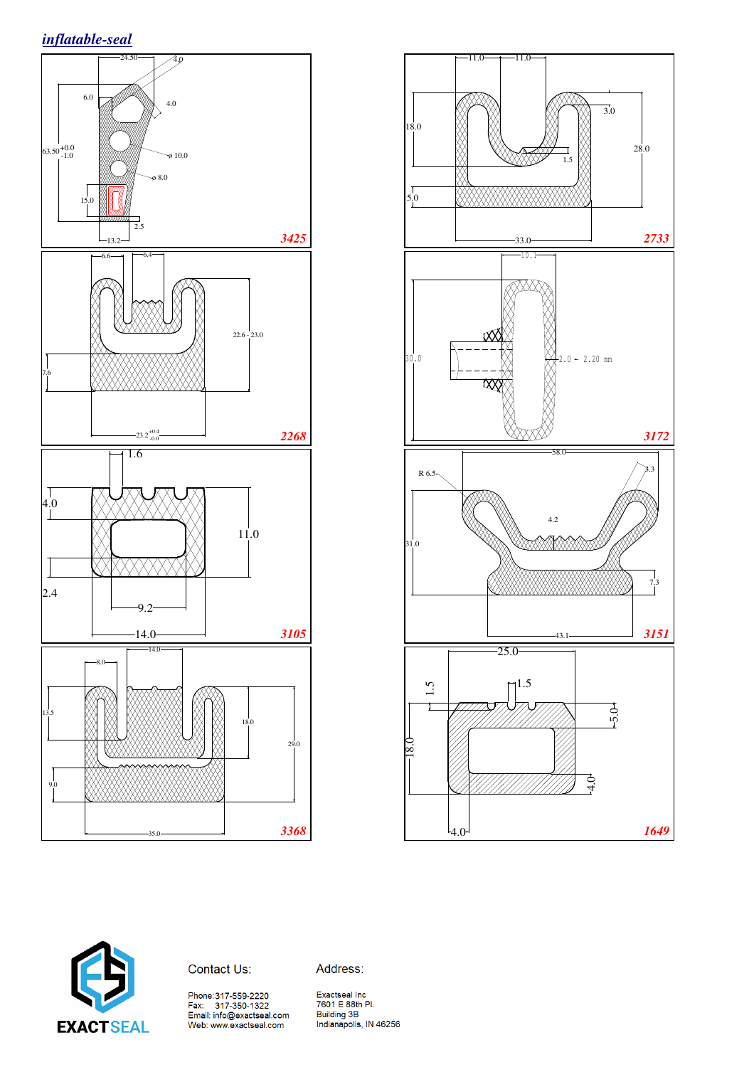# inflatable-seal

24.50
4.0
6.0
4.0
63.50 +0.0 -1.0
ø 10.0
ø 8.0
15.0
2.5
13.2

3425

11.0
11.0
18.0
3.0
28.0
1.5
5.0
33.0

2733

6.6
6.4
22.6 - 23.0
7.6
23.2 +0.4 -0.0

2268

10.1
30.0
2.0 ~ 2.20 mm

3172

1.6
4.0
11.0
2.4
9.2
14.0

3105

58.0
R 6.5
3.3
4.2
31.0
7.3
43.1

3151

8.0
14.0
13.5
18.0
29.0
9.0
35.0

3368

25.0
1.5
1.5
5.0
18.0
4.0
4.0

1649

EXACTSEAL

Contact Us:

Phone: 317-559-2220
Fax: 317-350-1322
Email: info@exactseal.com
Web: www.exactseal.com

Address:

Exactseal Inc
7601 E 88th Pl.
Building 3B
Indianapolis, IN 46256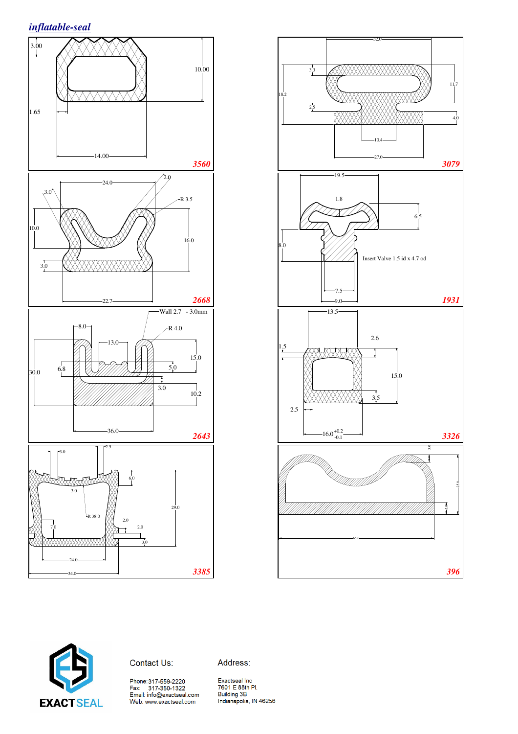## *inflatable-seal*

3.00
10.00
1.65
14.00
**3560**

32.0
3.3
11.7
18.2
2.5
4.0
10.4
27.0
**3079**

24.0
2.0
3.0
R 3.5
10.0
16.0
3.0
22.7
**2668**

19.5
1.8
6.5
8.0
Insert Valve 1.5 id x 4.7 od
7.5
9.0
**1931**

Wall 2.7 - 3.0mm
8.0
R 4.0
13.0
15.0
30.0
6.8
5.0
3.0
10.2
36.0
**2643**

13.5
2.6
1.5
15.0
3.5
2.5
$16.0^{+0.2}_{-0.1}$
**3326**

3.0
2.5
6.0
3.0
R 38.0
29.0
2.0
7.0
2.0
3.0
24.0
34.0
**3385**

3.0
25.0
5.0
65.0
**396**

Contact Us:

Phone: 317-559-2220
Fax: 317-350-1322
Email: info@exactseal.com
Web: www.exactseal.com

Address:

Exactseal Inc
7601 E 88th Pl.
Building 3B
Indianapolis, IN 46256

EXACTSEAL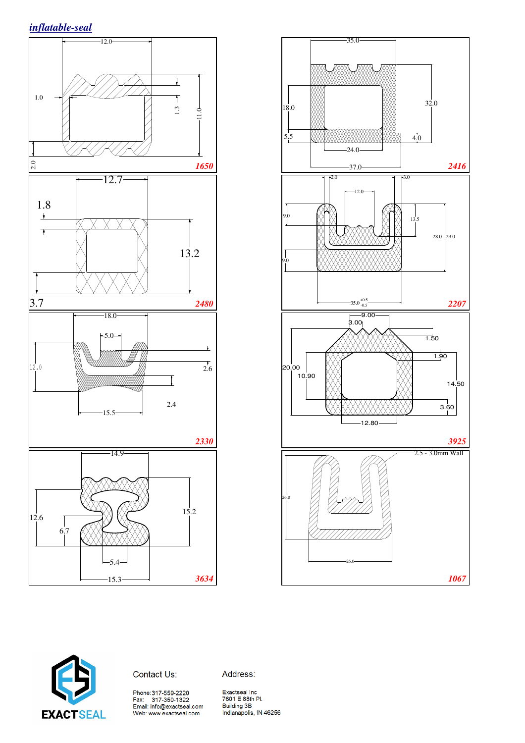## *inflatable-seal*

**1650**

12.0 | 1.0 | 1.3 | 11.0 | 2.0

**2416**

35.0 | 18.0 | 32.0 | 5.5 | 4.0 | 24.0 | 37.0

**2480**

12.7 | 1.8 | 13.2 | 3.7

**2207**

2.0 | 3.0 | 12.0 | 9.0 | 13.5 | 28.0 - 29.0 | 9.0 | 35.0 $^{+0.5}_{-0.5}$

**2330**

18.0 | 5.0 | 12.0 | 2.6 | 2.4 | 15.5

**3925**

9.00 | 3.00 | 1.50 | 1.90 | 20.00 | 10.90 | 14.50 | 3.60 | 12.80

**3634**

14.9 | 12.6 | 15.2 | 6.7 | 5.4 | 15.3

**1067**

2.5 - 3.0mm Wall | 26.0 | 26.0

EXACTSEAL

Contact Us:

Phone: 317-559-2220
Fax: 317-350-1322
Email: info@exactseal.com
Web: www.exactseal.com

Address:

Exactseal Inc
7601 E 88th Pl.
Building 3B
Indianapolis, IN 46256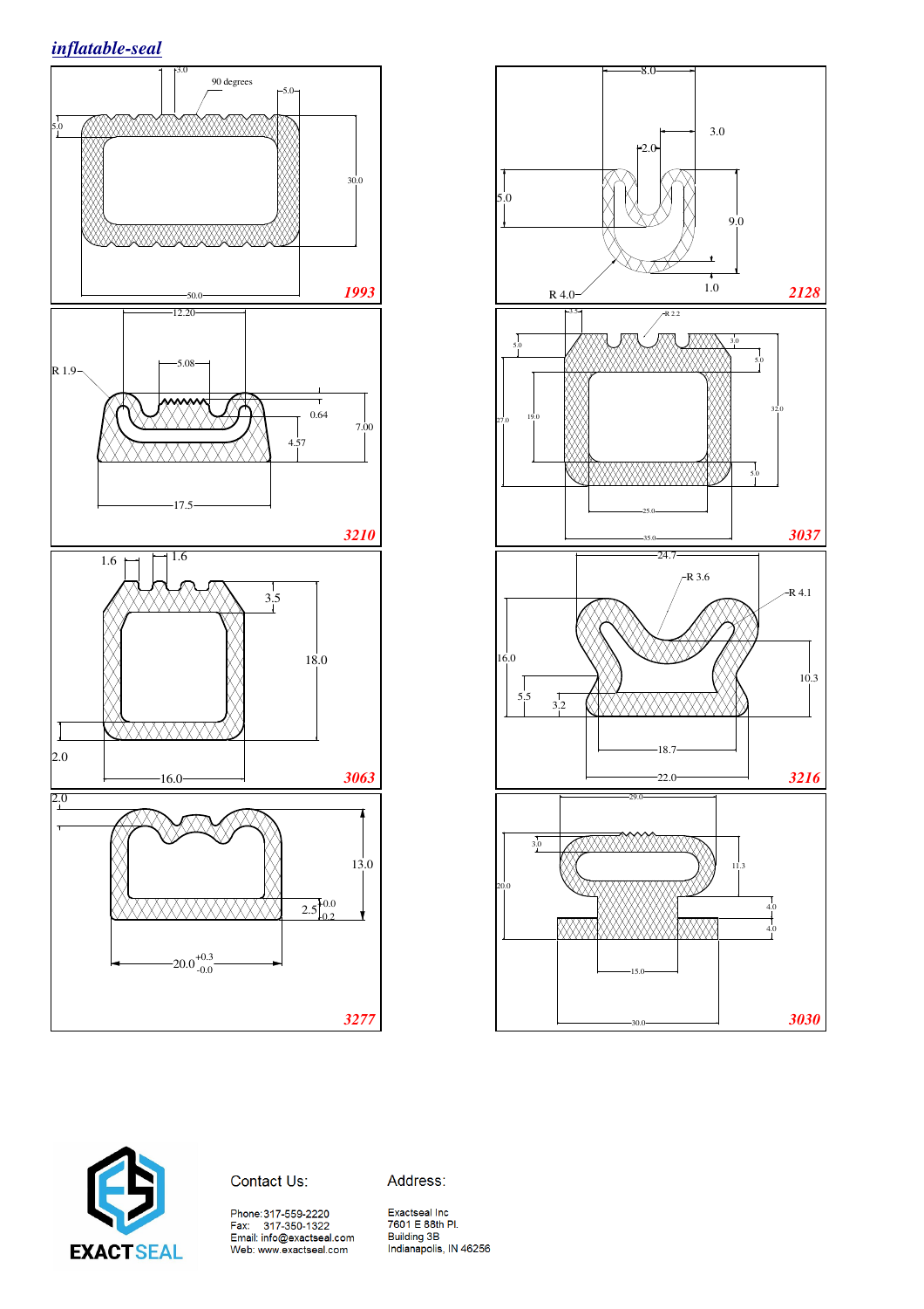# inflatable-seal

**1993**

3.0
90 degrees
5.0
5.0
30.0
50.0

**2128**

8.0
3.0
2.0
5.0
9.0
1.0
R 4.0

**3210**

12.20
R 1.9
5.08
0.64
7.00
4.57
17.5

**3037**

3.5
R 2.2
5.0
3.0
5.0
27.0
19.0
32.0
5.0
25.0
35.0

**3063**

1.6
1.6
3.5
18.0
2.0
16.0

**3216**

24.7
R 3.6
R 4.1
16.0
10.3
5.5
3.2
18.7
22.0

**3277**

2.0
13.0
2.5 +0.0 -0.2
20.0 +0.3 -0.0

**3030**

29.0
3.0
11.3
20.0
4.0
4.0
15.0
30.0

EXACTSEAL

Contact Us:

Phone: 317-559-2220
Fax: 317-350-1322
Email: info@exactseal.com
Web: www.exactseal.com

Address:

Exactseal Inc
7601 E 88th Pl.
Building 3B
Indianapolis, IN 46256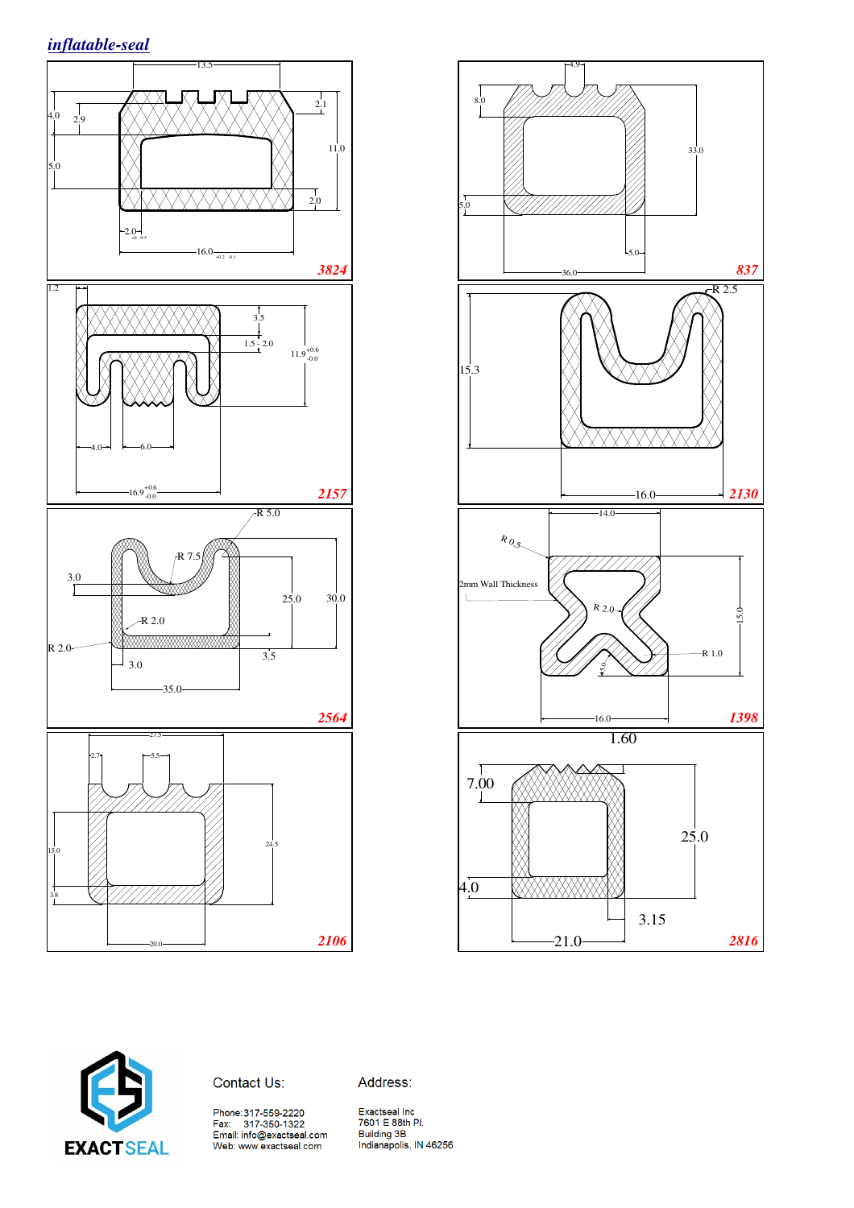## *inflatable-seal*

13.5
4.0
2.9
2.1
11.0
5.0
2.0
2.0 $^{+0\ -0.5}$
16.0 $^{+0.2\ -0.1}$
***3824***

4.9
8.0
33.0
5.0
5.0
36.0
***837***

1.2
3.5
1.5 - 2.0
11.9 $^{+0.6}_{-0.0}$
4.0
6.0
16.9 $^{+0.6}_{-0.0}$
***2157***

R 2.5
15.3
16.0
***2130***

R 5.0
R 7.5
3.0
25.0
30.0
R 2.0
R 2.0
3.5
3.0
35.0
***2564***

14.0
R 0.5
2mm Wall Thickness
R 2.0
15.0
R 1.0
5.0
16.0
***1398***

27.5
2.7
5.5
15.0
24.5
3.8
20.0
***2106***

1.60
7.00
25.0
4.0
3.15
21.0
***2816***

EXACTSEAL

Contact Us:

Phone: 317-559-2220
Fax: 317-350-1322
Email: info@exactseal.com
Web: www.exactseal.com

Address:

Exactseal Inc
7601 E 88th Pl.
Building 3B
Indianapolis, IN 46256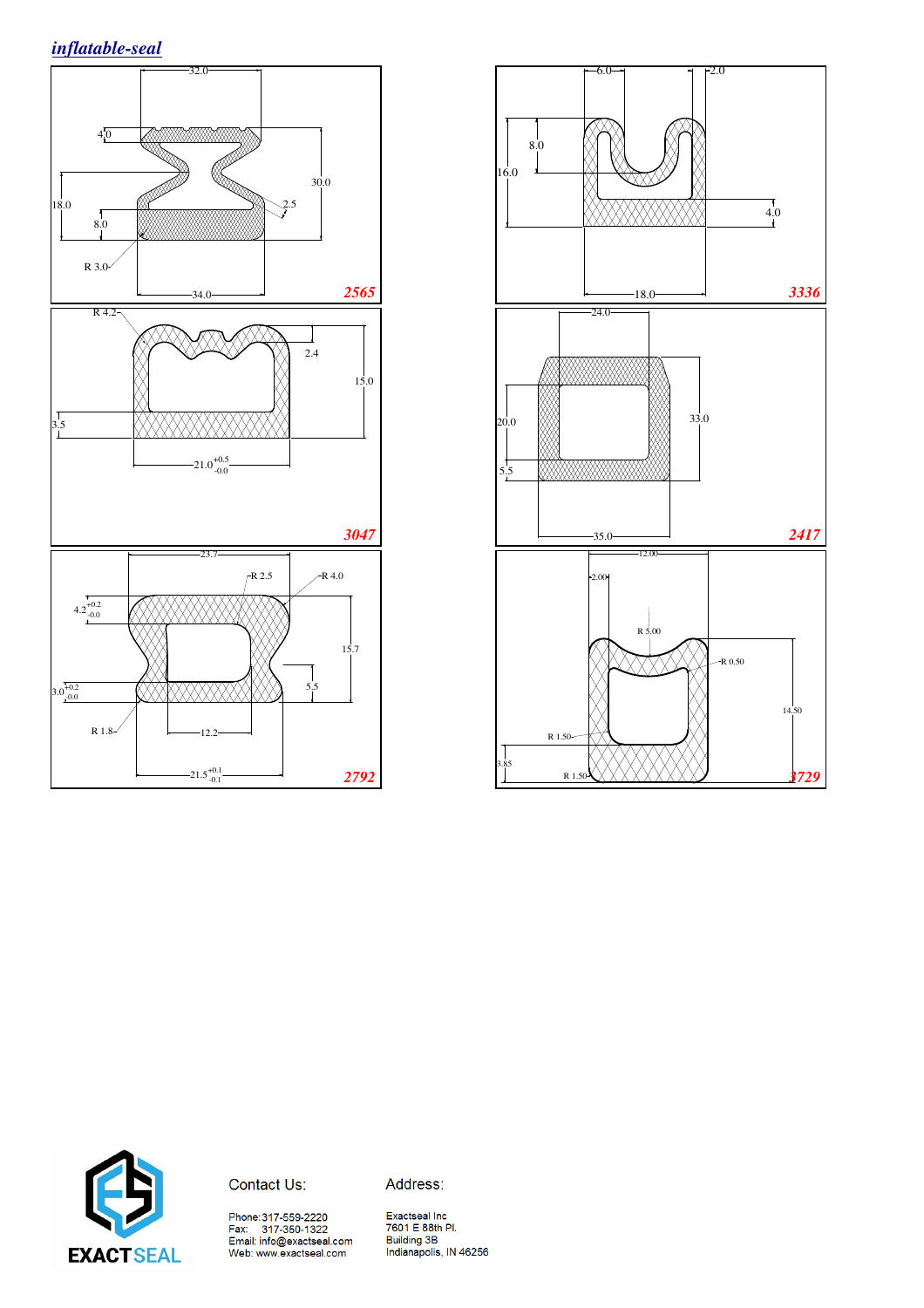*inflatable-seal*

32.0
4.0
30.0
18.0
2.5
8.0
R 3.0
34.0
2565

6.0
2.0
8.0
16.0
4.0
18.0
3336

R 4.2
2.4
15.0
3.5
21.0 +0.5 -0.0
3047

24.0
20.0
33.0
5.5
35.0
2417

23.7
R 2.5
R 4.0
4.2 +0.2 -0.0
15.7
5.5
3.0 +0.2 -0.0
R 1.8
12.2
21.5 +0.1 -0.1
2792

12.00
2.00
R 5.00
R 0.50
14.50
R 1.50
3.85
R 1.50
3729

EXACTSEAL

Contact Us:

Phone: 317-559-2220
Fax: 317-350-1322
Email: info@exactseal.com
Web: www.exactseal.com

Address:

Exactseal Inc
7601 E 88th Pl.
Building 3B
Indianapolis, IN 46256